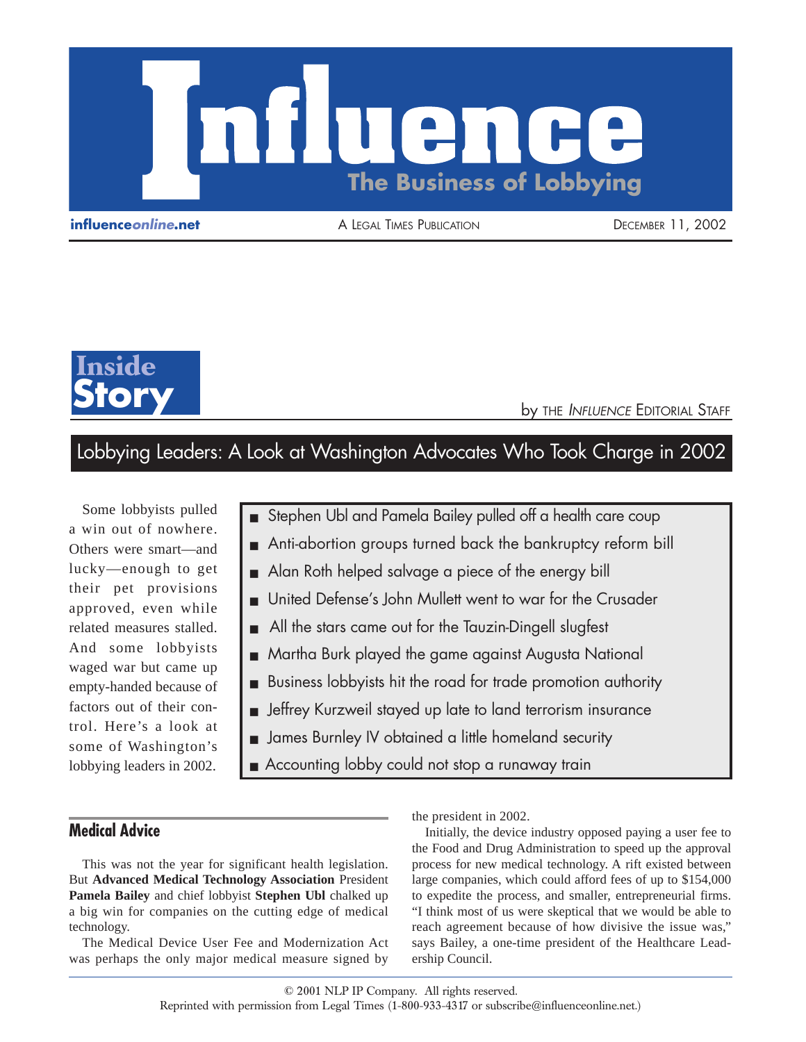# Influence

**The Business of Lobbying**

influence*online*.net | A Legal Times Publication | December 11, 2002

## Inside Story

by the *Influence* Editorial Staff

## Lobbying Leaders: A Look at Washington Advocates Who Took Charge in 2002

Some lobbyists pulled a win out of nowhere. Others were smart—and lucky—enough to get their pet provisions approved, even while related measures stalled. And some lobbyists waged war but came up empty-handed because of factors out of their control. Here's a look at some of Washington's lobbying leaders in 2002.

- Stephen Ubl and Pamela Bailey pulled off a health care coup
- Anti-abortion groups turned back the bankruptcy reform bill
- Alan Roth helped salvage a piece of the energy bill
- United Defense's John Mullett went to war for the Crusader
- All the stars came out for the Tauzin-Dingell slugfest
- Martha Burk played the game against Augusta National
- Business lobbyists hit the road for trade promotion authority
- Jeffrey Kurzweil stayed up late to land terrorism insurance
- James Burnley IV obtained a little homeland security
- Accounting lobby could not stop a runaway train

### Medical Advice

This was not the year for significant health legislation. But **Advanced Medical Technology Association** President **Pamela Bailey** and chief lobbyist **Stephen Ubl** chalked up a big win for companies on the cutting edge of medical technology.

The Medical Device User Fee and Modernization Act was perhaps the only major medical measure signed by the president in 2002.

Initially, the device industry opposed paying a user fee to the Food and Drug Administration to speed up the approval process for new medical technology. A rift existed between large companies, which could afford fees of up to $154,000 to expedite the process, and smaller, entrepreneurial firms. "I think most of us were skeptical that we would be able to reach agreement because of how divisive the issue was," says Bailey, a one-time president of the Healthcare Leadership Council.

© 2001 NLP IP Company. All rights reserved.
Reprinted with permission from Legal Times (1-800-933-4317 or subscribe@influenceonline.net.)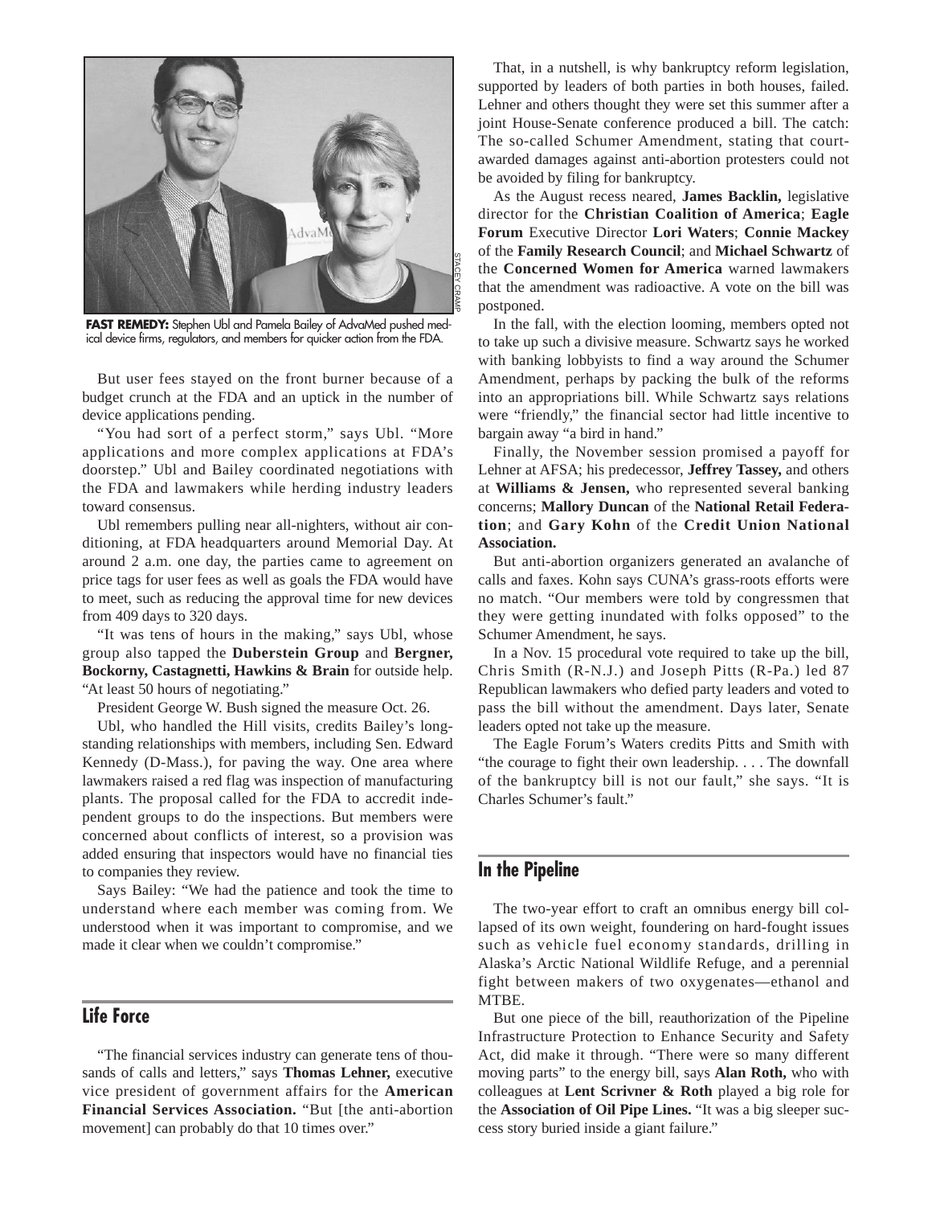FAST REMEDY: Stephen Ubl and Pamela Bailey of AdvaMed pushed medical device firms, regulators, and members for quicker action from the FDA.

But user fees stayed on the front burner because of a budget crunch at the FDA and an uptick in the number of device applications pending.

"You had sort of a perfect storm," says Ubl. "More applications and more complex applications at FDA's doorstep." Ubl and Bailey coordinated negotiations with the FDA and lawmakers while herding industry leaders toward consensus.

Ubl remembers pulling near all-nighters, without air conditioning, at FDA headquarters around Memorial Day. At around 2 a.m. one day, the parties came to agreement on price tags for user fees as well as goals the FDA would have to meet, such as reducing the approval time for new devices from 409 days to 320 days.

"It was tens of hours in the making," says Ubl, whose group also tapped the **Duberstein Group** and **Bergner, Bockorny, Castagnetti, Hawkins & Brain** for outside help. "At least 50 hours of negotiating."

President George W. Bush signed the measure Oct. 26.

Ubl, who handled the Hill visits, credits Bailey's longstanding relationships with members, including Sen. Edward Kennedy (D-Mass.), for paving the way. One area where lawmakers raised a red flag was inspection of manufacturing plants. The proposal called for the FDA to accredit independent groups to do the inspections. But members were concerned about conflicts of interest, so a provision was added ensuring that inspectors would have no financial ties to companies they review.

Says Bailey: "We had the patience and took the time to understand where each member was coming from. We understood when it was important to compromise, and we made it clear when we couldn't compromise."

## Life Force

"The financial services industry can generate tens of thousands of calls and letters," says **Thomas Lehner,** executive vice president of government affairs for the **American Financial Services Association.** "But [the anti-abortion movement] can probably do that 10 times over."

That, in a nutshell, is why bankruptcy reform legislation, supported by leaders of both parties in both houses, failed. Lehner and others thought they were set this summer after a joint House-Senate conference produced a bill. The catch: The so-called Schumer Amendment, stating that court-awarded damages against anti-abortion protesters could not be avoided by filing for bankruptcy.

As the August recess neared, **James Backlin,** legislative director for the **Christian Coalition of America**; **Eagle Forum** Executive Director **Lori Waters**; **Connie Mackey** of the **Family Research Council**; and **Michael Schwartz** of the **Concerned Women for America** warned lawmakers that the amendment was radioactive. A vote on the bill was postponed.

In the fall, with the election looming, members opted not to take up such a divisive measure. Schwartz says he worked with banking lobbyists to find a way around the Schumer Amendment, perhaps by packing the bulk of the reforms into an appropriations bill. While Schwartz says relations were "friendly," the financial sector had little incentive to bargain away "a bird in hand."

Finally, the November session promised a payoff for Lehner at AFSA; his predecessor, **Jeffrey Tassey,** and others at **Williams & Jensen,** who represented several banking concerns; **Mallory Duncan** of the **National Retail Federation**; and **Gary Kohn** of the **Credit Union National Association.**

But anti-abortion organizers generated an avalanche of calls and faxes. Kohn says CUNA's grass-roots efforts were no match. "Our members were told by congressmen that they were getting inundated with folks opposed" to the Schumer Amendment, he says.

In a Nov. 15 procedural vote required to take up the bill, Chris Smith (R-N.J.) and Joseph Pitts (R-Pa.) led 87 Republican lawmakers who defied party leaders and voted to pass the bill without the amendment. Days later, Senate leaders opted not take up the measure.

The Eagle Forum's Waters credits Pitts and Smith with "the courage to fight their own leadership. . . . The downfall of the bankruptcy bill is not our fault," she says. "It is Charles Schumer's fault."

## In the Pipeline

The two-year effort to craft an omnibus energy bill collapsed of its own weight, foundering on hard-fought issues such as vehicle fuel economy standards, drilling in Alaska's Arctic National Wildlife Refuge, and a perennial fight between makers of two oxygenates—ethanol and MTBE.

But one piece of the bill, reauthorization of the Pipeline Infrastructure Protection to Enhance Security and Safety Act, did make it through. "There were so many different moving parts" to the energy bill, says **Alan Roth,** who with colleagues at **Lent Scrivner & Roth** played a big role for the **Association of Oil Pipe Lines.** "It was a big sleeper success story buried inside a giant failure."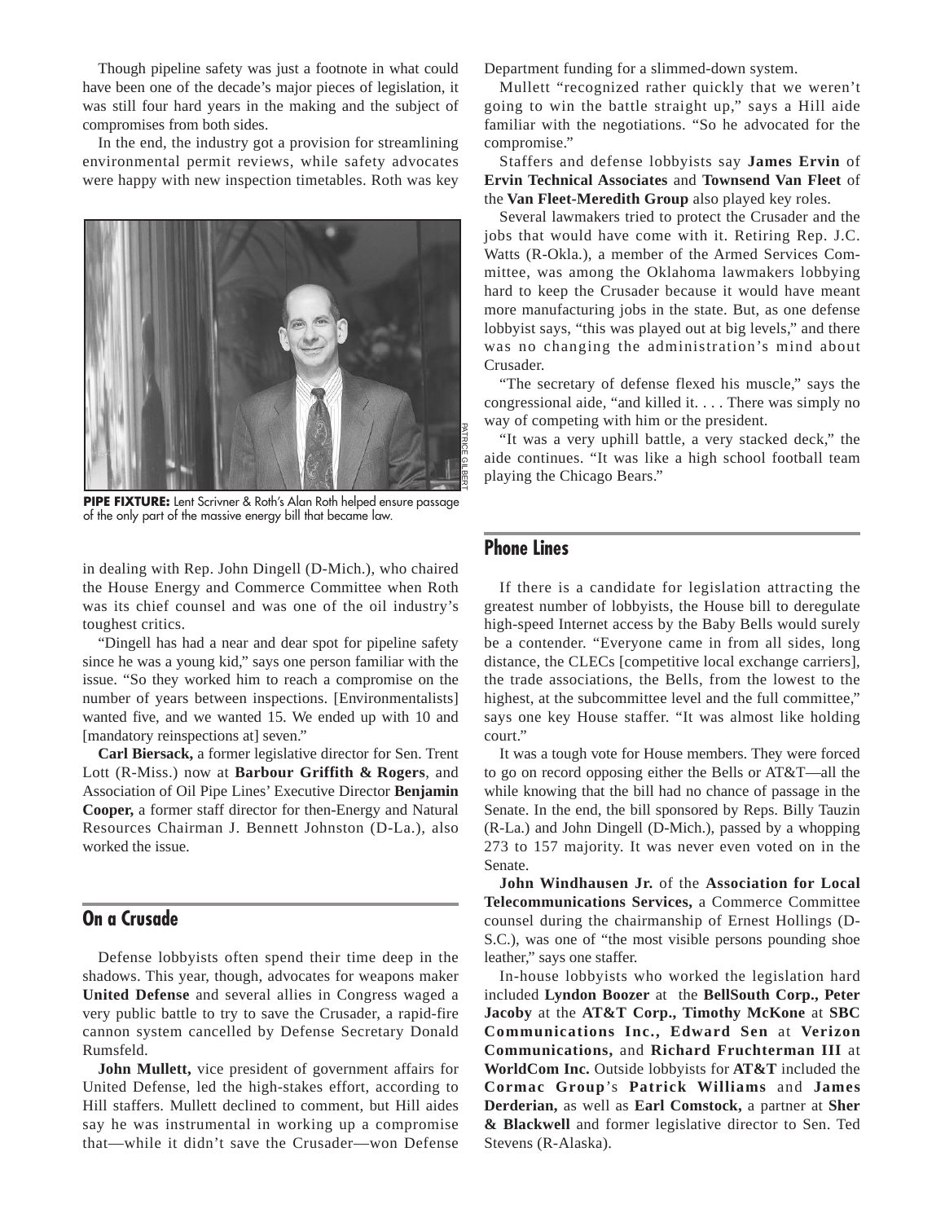Though pipeline safety was just a footnote in what could have been one of the decade's major pieces of legislation, it was still four hard years in the making and the subject of compromises from both sides.

In the end, the industry got a provision for streamlining environmental permit reviews, while safety advocates were happy with new inspection timetables. Roth was key in dealing with Rep. John Dingell (D-Mich.), who chaired the House Energy and Commerce Committee when Roth was its chief counsel and was one of the oil industry's toughest critics.

**PIPE FIXTURE:** Lent Scrivner & Roth's Alan Roth helped ensure passage of the only part of the massive energy bill that became law.

"Dingell has had a near and dear spot for pipeline safety since he was a young kid," says one person familiar with the issue. "So they worked him to reach a compromise on the number of years between inspections. [Environmentalists] wanted five, and we wanted 15. We ended up with 10 and [mandatory reinspections at] seven."

**Carl Biersack,** a former legislative director for Sen. Trent Lott (R-Miss.) now at **Barbour Griffith & Rogers**, and Association of Oil Pipe Lines' Executive Director **Benjamin Cooper,** a former staff director for then-Energy and Natural Resources Chairman J. Bennett Johnston (D-La.), also worked the issue.

## On a Crusade

Defense lobbyists often spend their time deep in the shadows. This year, though, advocates for weapons maker **United Defense** and several allies in Congress waged a very public battle to try to save the Crusader, a rapid-fire cannon system cancelled by Defense Secretary Donald Rumsfeld.

**John Mullett,** vice president of government affairs for United Defense, led the high-stakes effort, according to Hill staffers. Mullett declined to comment, but Hill aides say he was instrumental in working up a compromise that—while it didn't save the Crusader—won Defense Department funding for a slimmed-down system.

Mullett "recognized rather quickly that we weren't going to win the battle straight up," says a Hill aide familiar with the negotiations. "So he advocated for the compromise."

Staffers and defense lobbyists say **James Ervin** of **Ervin Technical Associates** and **Townsend Van Fleet** of the **Van Fleet-Meredith Group** also played key roles.

Several lawmakers tried to protect the Crusader and the jobs that would have come with it. Retiring Rep. J.C. Watts (R-Okla.), a member of the Armed Services Committee, was among the Oklahoma lawmakers lobbying hard to keep the Crusader because it would have meant more manufacturing jobs in the state. But, as one defense lobbyist says, "this was played out at big levels," and there was no changing the administration's mind about Crusader.

"The secretary of defense flexed his muscle," says the congressional aide, "and killed it. . . . There was simply no way of competing with him or the president.

"It was a very uphill battle, a very stacked deck," the aide continues. "It was like a high school football team playing the Chicago Bears."

## Phone Lines

If there is a candidate for legislation attracting the greatest number of lobbyists, the House bill to deregulate high-speed Internet access by the Baby Bells would surely be a contender. "Everyone came in from all sides, long distance, the CLECs [competitive local exchange carriers], the trade associations, the Bells, from the lowest to the highest, at the subcommittee level and the full committee," says one key House staffer. "It was almost like holding court."

It was a tough vote for House members. They were forced to go on record opposing either the Bells or AT&T—all the while knowing that the bill had no chance of passage in the Senate. In the end, the bill sponsored by Reps. Billy Tauzin (R-La.) and John Dingell (D-Mich.), passed by a whopping 273 to 157 majority. It was never even voted on in the Senate.

**John Windhausen Jr.** of the **Association for Local Telecommunications Services,** a Commerce Committee counsel during the chairmanship of Ernest Hollings (D-S.C.), was one of "the most visible persons pounding shoe leather," says one staffer.

In-house lobbyists who worked the legislation hard included **Lyndon Boozer** at the **BellSouth Corp., Peter Jacoby** at the **AT&T Corp., Timothy McKone** at **SBC Communications Inc., Edward Sen** at **Verizon Communications,** and **Richard Fruchterman III** at **WorldCom Inc.** Outside lobbyists for **AT&T** included the **Cormac Group**'s **Patrick Williams** and **James Derderian,** as well as **Earl Comstock,** a partner at **Sher & Blackwell** and former legislative director to Sen. Ted Stevens (R-Alaska).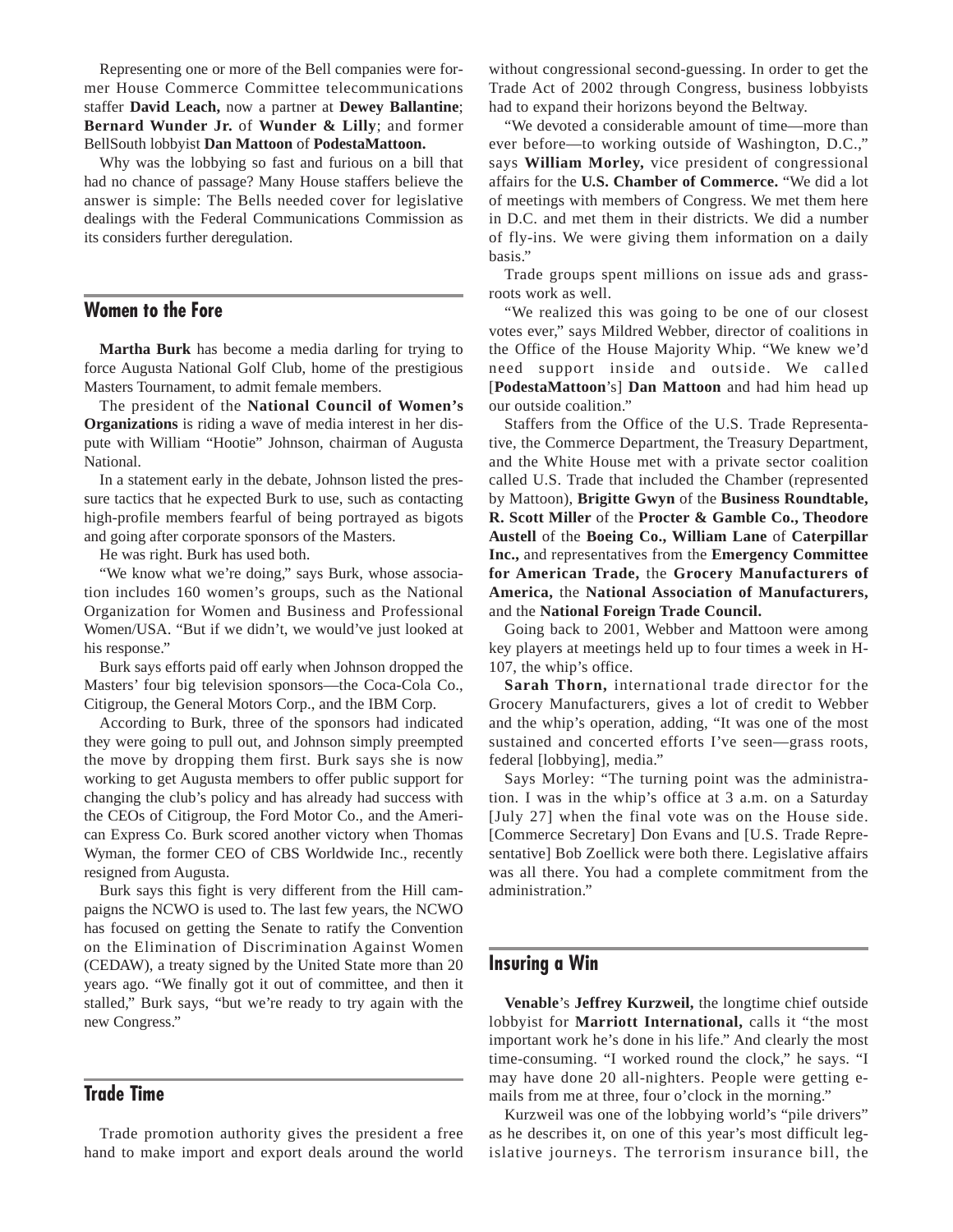Representing one or more of the Bell companies were former House Commerce Committee telecommunications staffer **David Leach,** now a partner at **Dewey Ballantine**; **Bernard Wunder Jr.** of **Wunder & Lilly**; and former BellSouth lobbyist **Dan Mattoon** of **PodestaMattoon.**

Why was the lobbying so fast and furious on a bill that had no chance of passage? Many House staffers believe the answer is simple: The Bells needed cover for legislative dealings with the Federal Communications Commission as its considers further deregulation.

## Women to the Fore

**Martha Burk** has become a media darling for trying to force Augusta National Golf Club, home of the prestigious Masters Tournament, to admit female members.

The president of the **National Council of Women's Organizations** is riding a wave of media interest in her dispute with William "Hootie" Johnson, chairman of Augusta National.

In a statement early in the debate, Johnson listed the pressure tactics that he expected Burk to use, such as contacting high-profile members fearful of being portrayed as bigots and going after corporate sponsors of the Masters.

He was right. Burk has used both.

"We know what we're doing," says Burk, whose association includes 160 women's groups, such as the National Organization for Women and Business and Professional Women/USA. "But if we didn't, we would've just looked at his response."

Burk says efforts paid off early when Johnson dropped the Masters' four big television sponsors—the Coca-Cola Co., Citigroup, the General Motors Corp., and the IBM Corp.

According to Burk, three of the sponsors had indicated they were going to pull out, and Johnson simply preempted the move by dropping them first. Burk says she is now working to get Augusta members to offer public support for changing the club's policy and has already had success with the CEOs of Citigroup, the Ford Motor Co., and the American Express Co. Burk scored another victory when Thomas Wyman, the former CEO of CBS Worldwide Inc., recently resigned from Augusta.

Burk says this fight is very different from the Hill campaigns the NCWO is used to. The last few years, the NCWO has focused on getting the Senate to ratify the Convention on the Elimination of Discrimination Against Women (CEDAW), a treaty signed by the United State more than 20 years ago. "We finally got it out of committee, and then it stalled," Burk says, "but we're ready to try again with the new Congress."

## Trade Time

Trade promotion authority gives the president a free hand to make import and export deals around the world without congressional second-guessing. In order to get the Trade Act of 2002 through Congress, business lobbyists had to expand their horizons beyond the Beltway.

"We devoted a considerable amount of time—more than ever before—to working outside of Washington, D.C.," says **William Morley,** vice president of congressional affairs for the **U.S. Chamber of Commerce.** "We did a lot of meetings with members of Congress. We met them here in D.C. and met them in their districts. We did a number of fly-ins. We were giving them information on a daily basis."

Trade groups spent millions on issue ads and grassroots work as well.

"We realized this was going to be one of our closest votes ever," says Mildred Webber, director of coalitions in the Office of the House Majority Whip. "We knew we'd need support inside and outside. We called [**PodestaMattoon**'s] **Dan Mattoon** and had him head up our outside coalition."

Staffers from the Office of the U.S. Trade Representative, the Commerce Department, the Treasury Department, and the White House met with a private sector coalition called U.S. Trade that included the Chamber (represented by Mattoon), **Brigitte Gwyn** of the **Business Roundtable, R. Scott Miller** of the **Procter & Gamble Co., Theodore Austell** of the **Boeing Co., William Lane** of **Caterpillar Inc.,** and representatives from the **Emergency Committee for American Trade,** the **Grocery Manufacturers of America,** the **National Association of Manufacturers,** and the **National Foreign Trade Council.**

Going back to 2001, Webber and Mattoon were among key players at meetings held up to four times a week in H-107, the whip's office.

**Sarah Thorn,** international trade director for the Grocery Manufacturers, gives a lot of credit to Webber and the whip's operation, adding, "It was one of the most sustained and concerted efforts I've seen—grass roots, federal [lobbying], media."

Says Morley: "The turning point was the administration. I was in the whip's office at 3 a.m. on a Saturday [July 27] when the final vote was on the House side. [Commerce Secretary] Don Evans and [U.S. Trade Representative] Bob Zoellick were both there. Legislative affairs was all there. You had a complete commitment from the administration."

## Insuring a Win

**Venable**'s **Jeffrey Kurzweil,** the longtime chief outside lobbyist for **Marriott International,** calls it "the most important work he's done in his life." And clearly the most time-consuming. "I worked round the clock," he says. "I may have done 20 all-nighters. People were getting e-mails from me at three, four o'clock in the morning."

Kurzweil was one of the lobbying world's "pile drivers" as he describes it, on one of this year's most difficult legislative journeys. The terrorism insurance bill, the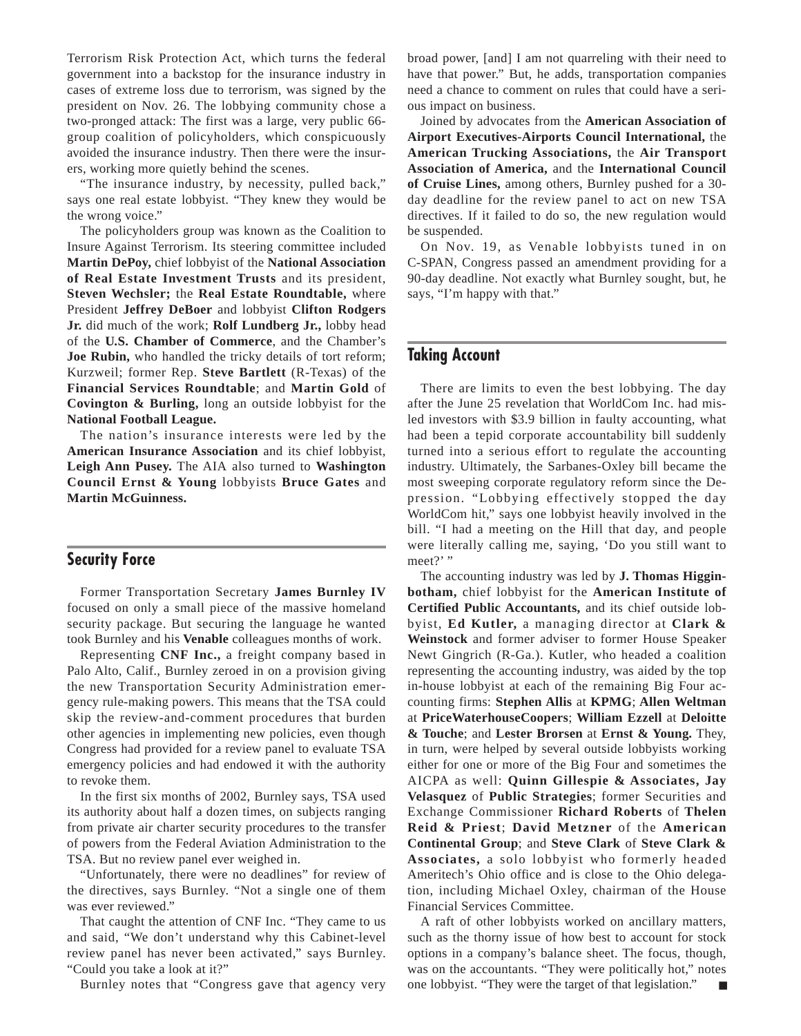Terrorism Risk Protection Act, which turns the federal government into a backstop for the insurance industry in cases of extreme loss due to terrorism, was signed by the president on Nov. 26. The lobbying community chose a two-pronged attack: The first was a large, very public 66-group coalition of policyholders, which conspicuously avoided the insurance industry. Then there were the insurers, working more quietly behind the scenes.

"The insurance industry, by necessity, pulled back," says one real estate lobbyist. "They knew they would be the wrong voice."

The policyholders group was known as the Coalition to Insure Against Terrorism. Its steering committee included **Martin DePoy,** chief lobbyist of the **National Association of Real Estate Investment Trusts** and its president, **Steven Wechsler;** the **Real Estate Roundtable,** where President **Jeffrey DeBoer** and lobbyist **Clifton Rodgers Jr.** did much of the work; **Rolf Lundberg Jr.,** lobby head of the **U.S. Chamber of Commerce**, and the Chamber's **Joe Rubin,** who handled the tricky details of tort reform; Kurzweil; former Rep. **Steve Bartlett** (R-Texas) of the **Financial Services Roundtable**; and **Martin Gold** of **Covington & Burling,** long an outside lobbyist for the **National Football League.**

The nation's insurance interests were led by the **American Insurance Association** and its chief lobbyist, **Leigh Ann Pusey.** The AIA also turned to **Washington Council Ernst & Young** lobbyists **Bruce Gates** and **Martin McGuinness.**

## Security Force

Former Transportation Secretary **James Burnley IV** focused on only a small piece of the massive homeland security package. But securing the language he wanted took Burnley and his **Venable** colleagues months of work.

Representing **CNF Inc.,** a freight company based in Palo Alto, Calif., Burnley zeroed in on a provision giving the new Transportation Security Administration emergency rule-making powers. This means that the TSA could skip the review-and-comment procedures that burden other agencies in implementing new policies, even though Congress had provided for a review panel to evaluate TSA emergency policies and had endowed it with the authority to revoke them.

In the first six months of 2002, Burnley says, TSA used its authority about half a dozen times, on subjects ranging from private air charter security procedures to the transfer of powers from the Federal Aviation Administration to the TSA. But no review panel ever weighed in.

"Unfortunately, there were no deadlines" for review of the directives, says Burnley. "Not a single one of them was ever reviewed."

That caught the attention of CNF Inc. "They came to us and said, "We don't understand why this Cabinet-level review panel has never been activated," says Burnley. "Could you take a look at it?"

Burnley notes that "Congress gave that agency very broad power, [and] I am not quarreling with their need to have that power." But, he adds, transportation companies need a chance to comment on rules that could have a serious impact on business.

Joined by advocates from the **American Association of Airport Executives-Airports Council International,** the **American Trucking Associations,** the **Air Transport Association of America,** and the **International Council of Cruise Lines,** among others, Burnley pushed for a 30-day deadline for the review panel to act on new TSA directives. If it failed to do so, the new regulation would be suspended.

On Nov. 19, as Venable lobbyists tuned in on C-SPAN, Congress passed an amendment providing for a 90-day deadline. Not exactly what Burnley sought, but, he says, "I'm happy with that."

## Taking Account

There are limits to even the best lobbying. The day after the June 25 revelation that WorldCom Inc. had misled investors with $3.9 billion in faulty accounting, what had been a tepid corporate accountability bill suddenly turned into a serious effort to regulate the accounting industry. Ultimately, the Sarbanes-Oxley bill became the most sweeping corporate regulatory reform since the Depression. "Lobbying effectively stopped the day WorldCom hit," says one lobbyist heavily involved in the bill. "I had a meeting on the Hill that day, and people were literally calling me, saying, 'Do you still want to meet?' "

The accounting industry was led by **J. Thomas Higginbotham,** chief lobbyist for the **American Institute of Certified Public Accountants,** and its chief outside lobbyist, **Ed Kutler,** a managing director at **Clark & Weinstock** and former adviser to former House Speaker Newt Gingrich (R-Ga.). Kutler, who headed a coalition representing the accounting industry, was aided by the top in-house lobbyist at each of the remaining Big Four accounting firms: **Stephen Allis** at **KPMG**; **Allen Weltman** at **PriceWaterhouseCoopers**; **William Ezzell** at **Deloitte & Touche**; and **Lester Brorsen** at **Ernst & Young.** They, in turn, were helped by several outside lobbyists working either for one or more of the Big Four and sometimes the AICPA as well: **Quinn Gillespie & Associates, Jay Velasquez** of **Public Strategies**; former Securities and Exchange Commissioner **Richard Roberts** of **Thelen Reid & Priest**; **David Metzner** of the **American Continental Group**; and **Steve Clark** of **Steve Clark & Associates,** a solo lobbyist who formerly headed Ameritech's Ohio office and is close to the Ohio delegation, including Michael Oxley, chairman of the House Financial Services Committee.

A raft of other lobbyists worked on ancillary matters, such as the thorny issue of how best to account for stock options in a company's balance sheet. The focus, though, was on the accountants. "They were politically hot," notes one lobbyist. "They were the target of that legislation." ■